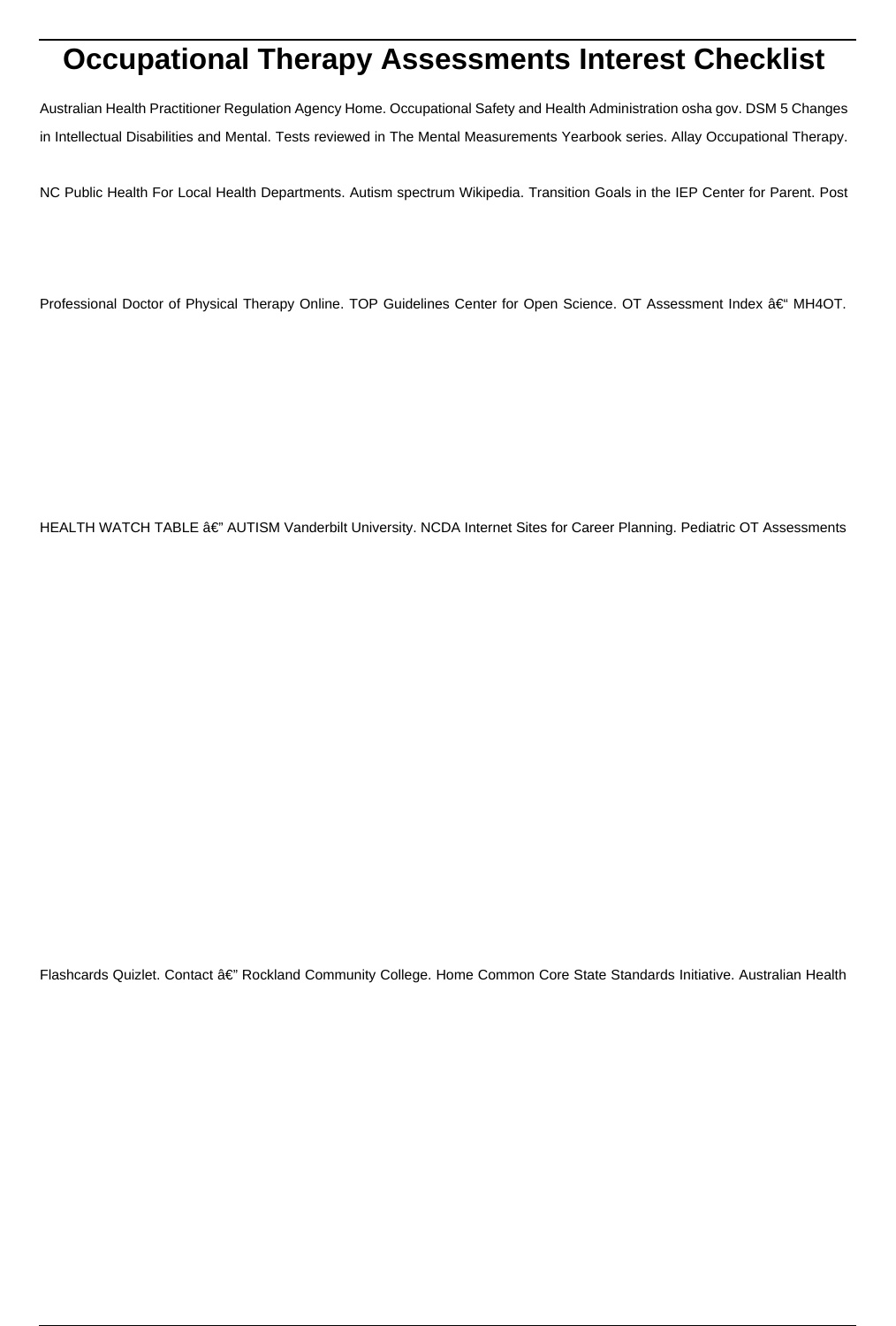# Occupational Therapy Assessments Interest Checklist

Australian Health Practitioner Regulation Agency Home. Occupational Safety and Health Administration osha gov. DSM 5 Changes in Intellectual Disabilities and Mental. Tests reviewed in The Mental Measurements Yearbook series. Allay Occupational Therapy.

NC Public Health For Local Health Departments. Autism spectrum Wikipedia. Transition Goals in the IEP Center for Parent. Post

Professional Doctor of Physical Therapy Online. TOP Guidelines Center for Open Science. OT Assessment Index â€" MH4OT.

HEALTH WATCH TABLE â€" AUTISM Vanderbilt University. NCDA Internet Sites for Career Planning. Pediatric OT Assessments

Flashcards Quizlet. Contact â€" Rockland Community College. Home Common Core State Standards Initiative. Australian Health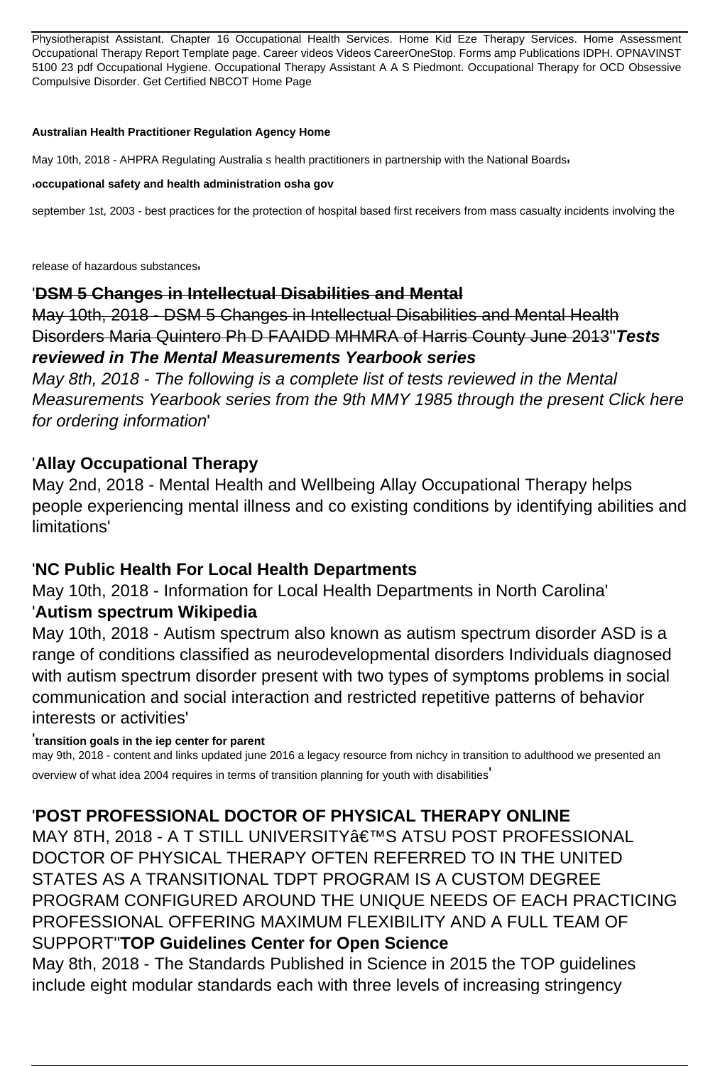Physiotherapist Assistant. Chapter 16 Occupational Health Services. Home Kid Eze Therapy Services. Home Assessment Occupational Therapy Report Template page. Career videos Videos CareerOneStop. Forms amp Publications IDPH. OPNAVINST 5100 23 pdf Occupational Hygiene. Occupational Therapy Assistant A A S Piedmont. Occupational Therapy for OCD Obsessive Compulsive Disorder. Get Certified NBCOT Home Page

**Australian Health Practitioner Regulation Agency Home**

May 10th, 2018 - AHPRA Regulating Australia s health practitioners in partnership with the National Boards'

'**occupational safety and health administration osha gov**

september 1st, 2003 - best practices for the protection of hospital based first receivers from mass casualty incidents involving the release of hazardous substances'

'~~**DSM 5 Changes in Intellectual Disabilities and Mental**~~

~~May 10th, 2018 - DSM 5 Changes in Intellectual Disabilities and Mental Health Disorders Maria Quintero Ph D FAAIDD MHMRA of Harris County June 2013~~''***Tests reviewed in The Mental Measurements Yearbook series***

*May 8th, 2018 - The following is a complete list of tests reviewed in the Mental Measurements Yearbook series from the 9th MMY 1985 through the present Click here for ordering information*'

'**Allay Occupational Therapy**

May 2nd, 2018 - Mental Health and Wellbeing Allay Occupational Therapy helps people experiencing mental illness and co existing conditions by identifying abilities and limitations'

'**NC Public Health For Local Health Departments**

May 10th, 2018 - Information for Local Health Departments in North Carolina'

'**Autism spectrum Wikipedia**

May 10th, 2018 - Autism spectrum also known as autism spectrum disorder ASD is a range of conditions classified as neurodevelopmental disorders Individuals diagnosed with autism spectrum disorder present with two types of symptoms problems in social communication and social interaction and restricted repetitive patterns of behavior interests or activities'

'**transition goals in the iep center for parent**

may 9th, 2018 - content and links updated june 2016 a legacy resource from nichcy in transition to adulthood we presented an overview of what idea 2004 requires in terms of transition planning for youth with disabilities'

'**POST PROFESSIONAL DOCTOR OF PHYSICAL THERAPY ONLINE**

MAY 8TH, 2018 - A T STILL UNIVERSITYâ€™S ATSU POST PROFESSIONAL DOCTOR OF PHYSICAL THERAPY OFTEN REFERRED TO IN THE UNITED STATES AS A TRANSITIONAL TDPT PROGRAM IS A CUSTOM DEGREE PROGRAM CONFIGURED AROUND THE UNIQUE NEEDS OF EACH PRACTICING PROFESSIONAL OFFERING MAXIMUM FLEXIBILITY AND A FULL TEAM OF SUPPORT''**TOP Guidelines Center for Open Science**

May 8th, 2018 - The Standards Published in Science in 2015 the TOP guidelines include eight modular standards each with three levels of increasing stringency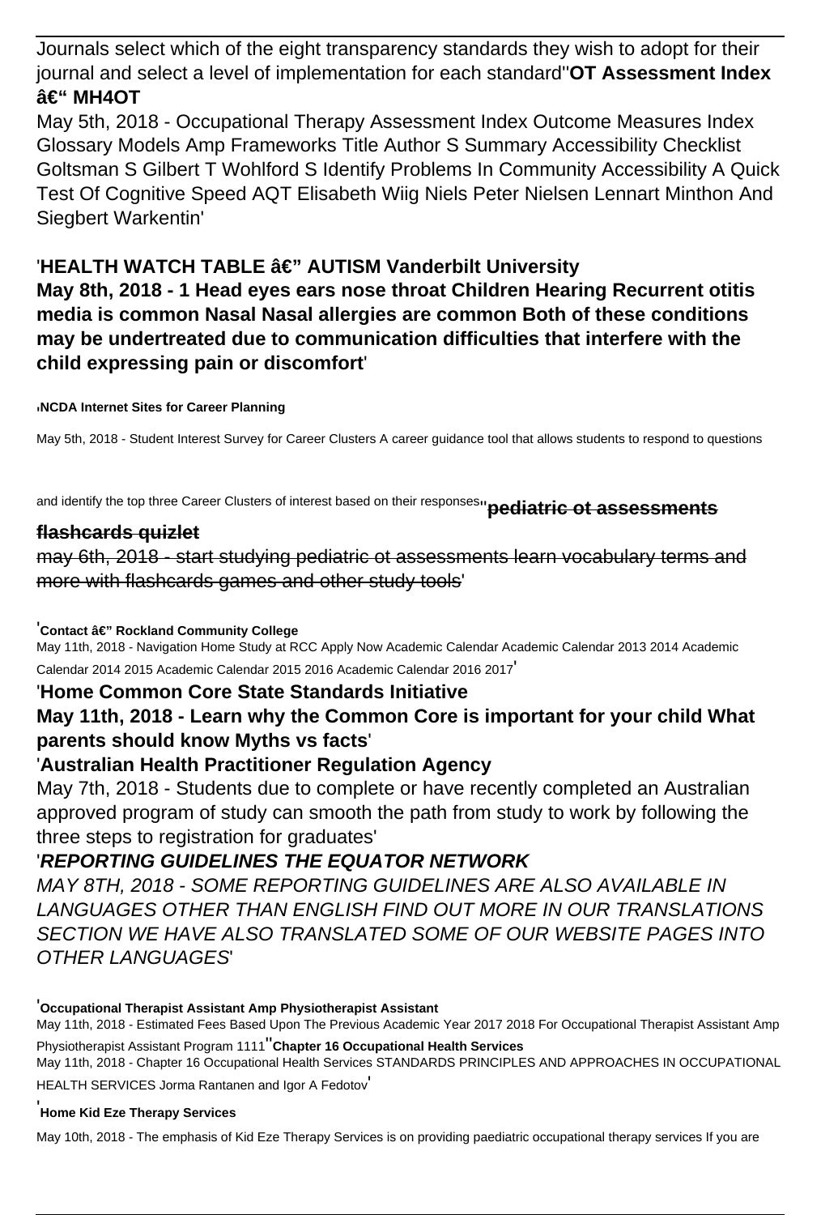Journals select which of the eight transparency standards they wish to adopt for their journal and select a level of implementation for each standard''**OT Assessment Index â€“ MH4OT**

May 5th, 2018 - Occupational Therapy Assessment Index Outcome Measures Index Glossary Models Amp Frameworks Title Author S Summary Accessibility Checklist Goltsman S Gilbert T Wohlford S Identify Problems In Community Accessibility A Quick Test Of Cognitive Speed AQT Elisabeth Wiig Niels Peter Nielsen Lennart Minthon And Siegbert Warkentin'

## 'HEALTH WATCH TABLE â€" AUTISM Vanderbilt University

**May 8th, 2018 - 1 Head eyes ears nose throat Children Hearing Recurrent otitis media is common Nasal Nasal allergies are common Both of these conditions may be undertreated due to communication difficulties that interfere with the child expressing pain or discomfort**'

'**NCDA Internet Sites for Career Planning**

May 5th, 2018 - Student Interest Survey for Career Clusters A career guidance tool that allows students to respond to questions and identify the top three Career Clusters of interest based on their responses''**pediatric ot assessments flashcards quizlet**

may 6th, 2018 - start studying pediatric ot assessments learn vocabulary terms and more with flashcards games and other study tools'

'**Contact â€" Rockland Community College**

May 11th, 2018 - Navigation Home Study at RCC Apply Now Academic Calendar Academic Calendar 2013 2014 Academic Calendar 2014 2015 Academic Calendar 2015 2016 Academic Calendar 2016 2017'

## 'Home Common Core State Standards Initiative

**May 11th, 2018 - Learn why the Common Core is important for your child What parents should know Myths vs facts**'

## 'Australian Health Practitioner Regulation Agency

May 7th, 2018 - Students due to complete or have recently completed an Australian approved program of study can smooth the path from study to work by following the three steps to registration for graduates'

## '*REPORTING GUIDELINES THE EQUATOR NETWORK*

*MAY 8TH, 2018 - SOME REPORTING GUIDELINES ARE ALSO AVAILABLE IN LANGUAGES OTHER THAN ENGLISH FIND OUT MORE IN OUR TRANSLATIONS SECTION WE HAVE ALSO TRANSLATED SOME OF OUR WEBSITE PAGES INTO OTHER LANGUAGES*'

'**Occupational Therapist Assistant Amp Physiotherapist Assistant**

May 11th, 2018 - Estimated Fees Based Upon The Previous Academic Year 2017 2018 For Occupational Therapist Assistant Amp Physiotherapist Assistant Program 1111''**Chapter 16 Occupational Health Services**

May 11th, 2018 - Chapter 16 Occupational Health Services STANDARDS PRINCIPLES AND APPROACHES IN OCCUPATIONAL HEALTH SERVICES Jorma Rantanen and Igor A Fedotov'

'**Home Kid Eze Therapy Services**

May 10th, 2018 - The emphasis of Kid Eze Therapy Services is on providing paediatric occupational therapy services If you are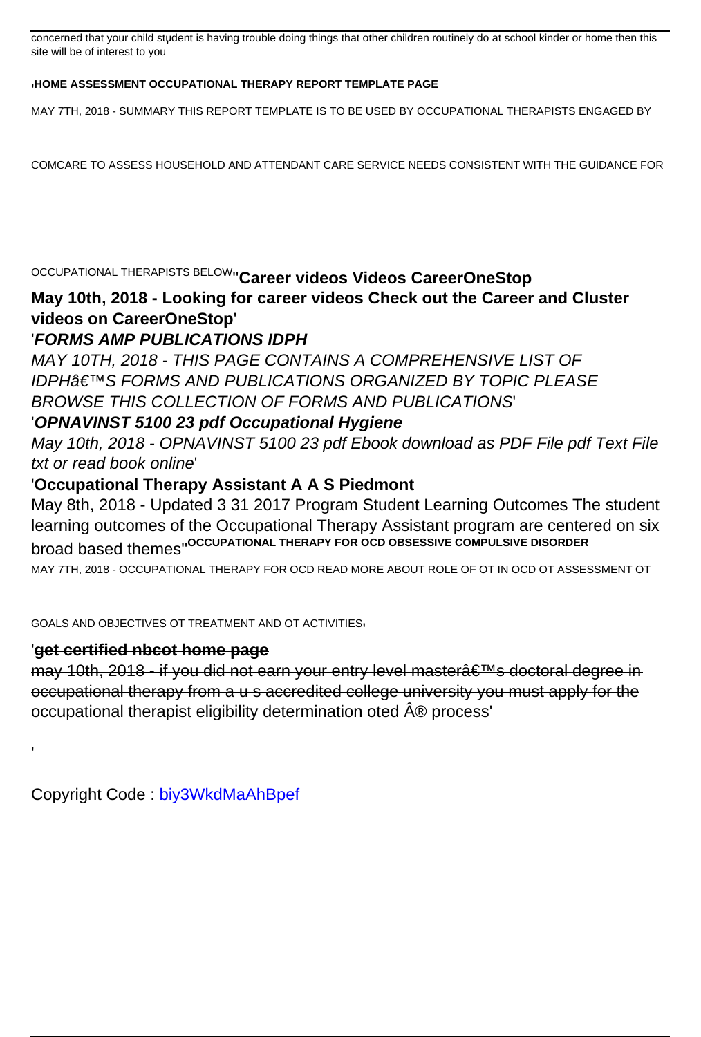concerned that your child student is having trouble doing things that other children routinely do at school kinder or home then this site will be of interest to you

'**HOME ASSESSMENT OCCUPATIONAL THERAPY REPORT TEMPLATE PAGE**

MAY 7TH, 2018 - SUMMARY THIS REPORT TEMPLATE IS TO BE USED BY OCCUPATIONAL THERAPISTS ENGAGED BY COMCARE TO ASSESS HOUSEHOLD AND ATTENDANT CARE SERVICE NEEDS CONSISTENT WITH THE GUIDANCE FOR OCCUPATIONAL THERAPISTS BELOW''**Career videos Videos CareerOneStop**

**May 10th, 2018 - Looking for career videos Check out the Career and Cluster videos on CareerOneStop**'

'***FORMS AMP PUBLICATIONS IDPH***

*MAY 10TH, 2018 - THIS PAGE CONTAINS A COMPREHENSIVE LIST OF IDPHâ€™S FORMS AND PUBLICATIONS ORGANIZED BY TOPIC PLEASE BROWSE THIS COLLECTION OF FORMS AND PUBLICATIONS*'

'***OPNAVINST 5100 23 pdf Occupational Hygiene***

*May 10th, 2018 - OPNAVINST 5100 23 pdf Ebook download as PDF File pdf Text File txt or read book online*'

'**Occupational Therapy Assistant A A S Piedmont**

May 8th, 2018 - Updated 3 31 2017 Program Student Learning Outcomes The student learning outcomes of the Occupational Therapy Assistant program are centered on six broad based themes''**OCCUPATIONAL THERAPY FOR OCD OBSESSIVE COMPULSIVE DISORDER**

MAY 7TH, 2018 - OCCUPATIONAL THERAPY FOR OCD READ MORE ABOUT ROLE OF OT IN OCD OT ASSESSMENT OT GOALS AND OBJECTIVES OT TREATMENT AND OT ACTIVITIES'

'~~**get certified nbcot home page**~~

~~may 10th, 2018 - if you did not earn your entry level masterâ€™s doctoral degree in occupational therapy from a u s accredited college university you must apply for the occupational therapist eligibility determination oted Â® process~~'

'

Copyright Code : biy3WkdMaAhBpef